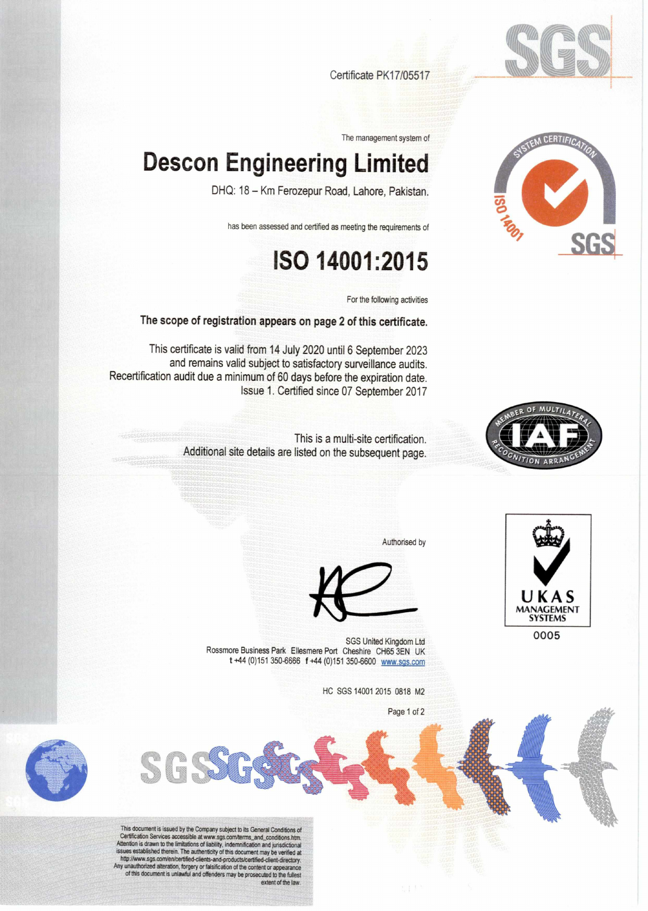Certificate PK17/05517

The management system of

# Descon Engineering Limited

DHQ: 18 – Km Ferozepur Road, Lahore, Pakistan.

has been assessed and certified as meeting the requirements of

# ISO 14001:2015

For the following activities

**The scope of registration appears on page 2 of this certificate.**

This certificate is valid from 14 July 2020 until 6 September 2023 and remains valid subject to satisfactory surveillance audits. Recertification audit due a minimum of 60 days before the expiration date. Issue 1. Certified since 07 September 2017

This is a multi-site certification. Additional site details are listed on the subsequent page.

Authorised by

SGS United Kingdom Ltd
Rossmore Business Park Ellesmere Port Cheshire CH65 3EN UK
t +44 (0)151 350-6666 f +44 (0)151 350-6600 www.sgs.com

HC SGS 14001 2015 0818 M2

UKAS MANAGEMENT SYSTEMS 0005

This document is issued by the Company subject to its General Conditions of Certification Services accessible at www.sgs.com/terms_and_conditions.htm. Attention is drawn to the limitations of liability, indemnification and jurisdictional issues established therein. The authenticity of this document may be verified at http://www.sgs.com/en/certified-clients-and-products/certified-client-directory. Any unauthorized alteration, forgery or falsification of the content or appearance of this document is unlawful and offenders may be prosecuted to the fullest extent of the law.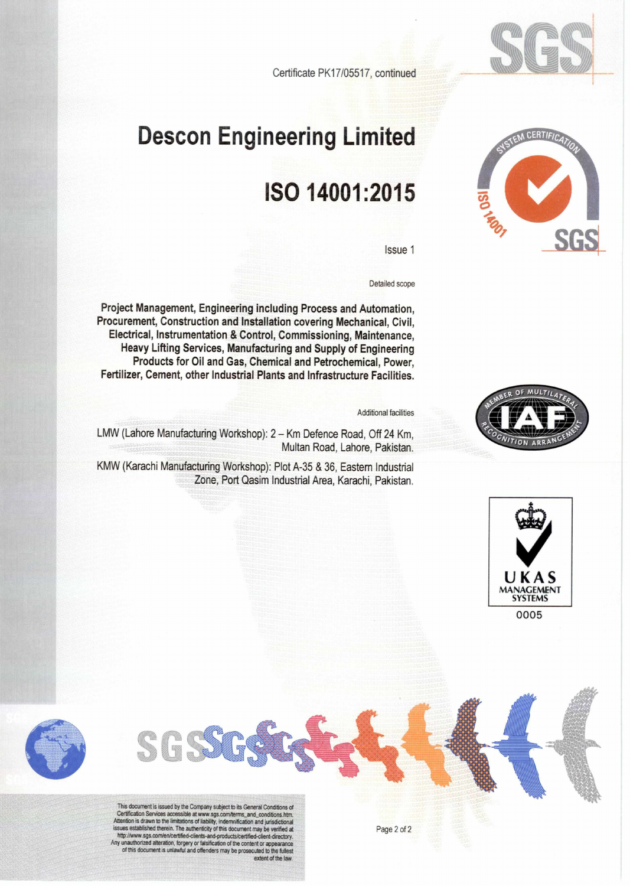Certificate PK17/05517, continued

# Descon Engineering Limited

## ISO 14001:2015

Issue 1

Detailed scope

**Project Management, Engineering including Process and Automation, Procurement, Construction and Installation covering Mechanical, Civil, Electrical, Instrumentation & Control, Commissioning, Maintenance, Heavy Lifting Services, Manufacturing and Supply of Engineering Products for Oil and Gas, Chemical and Petrochemical, Power, Fertilizer, Cement, other Industrial Plants and Infrastructure Facilities.**

Additional facilities

LMW (Lahore Manufacturing Workshop): 2 – Km Defence Road, Off 24 Km, Multan Road, Lahore, Pakistan.

KMW (Karachi Manufacturing Workshop): Plot A-35 & 36, Eastern Industrial Zone, Port Qasim Industrial Area, Karachi, Pakistan.

UKAS MANAGEMENT SYSTEMS

0005

This document is issued by the Company subject to its General Conditions of Certification Services accessible at www.sgs.com/terms_and_conditions.htm. Attention is drawn to the limitations of liability, indemnification and jurisdictional issues established therein. The authenticity of this document may be verified at http://www.sgs.com/en/certified-clients-and-products/certified-client-directory. Any unauthorized alteration, forgery or falsification of the content or appearance of this document is unlawful and offenders may be prosecuted to the fullest extent of the law.